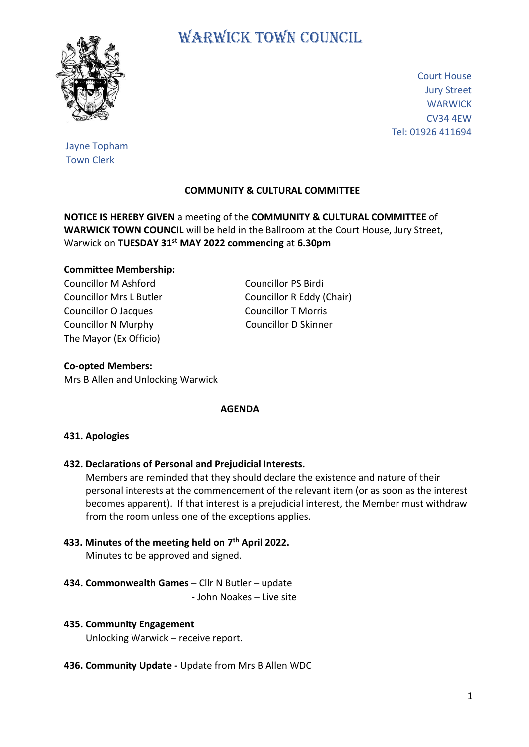# WARWICK TOWN COUNCIL

Court House
Jury Street
WARWICK
CV34 4EW
Tel: 01926 411694

Jayne Topham
Town Clerk

## COMMUNITY & CULTURAL COMMITTEE

**NOTICE IS HEREBY GIVEN** a meeting of the **COMMUNITY & CULTURAL COMMITTEE** of **WARWICK TOWN COUNCIL** will be held in the Ballroom at the Court House, Jury Street, Warwick on **TUESDAY 31st MAY 2022 commencing** at **6.30pm**

**Committee Membership:**

Councillor M Ashford
Councillor Mrs L Butler
Councillor O Jacques
Councillor N Murphy
The Mayor (Ex Officio)
Councillor PS Birdi
Councillor R Eddy (Chair)
Councillor T Morris
Councillor D Skinner

**Co-opted Members:**
Mrs B Allen and Unlocking Warwick

## AGENDA

**431. Apologies**

**432. Declarations of Personal and Prejudicial Interests.**
Members are reminded that they should declare the existence and nature of their personal interests at the commencement of the relevant item (or as soon as the interest becomes apparent). If that interest is a prejudicial interest, the Member must withdraw from the room unless one of the exceptions applies.

**433. Minutes of the meeting held on 7th April 2022.**
Minutes to be approved and signed.

**434. Commonwealth Games** – Cllr N Butler – update
- John Noakes – Live site

**435. Community Engagement**
Unlocking Warwick – receive report.

**436. Community Update -** Update from Mrs B Allen WDC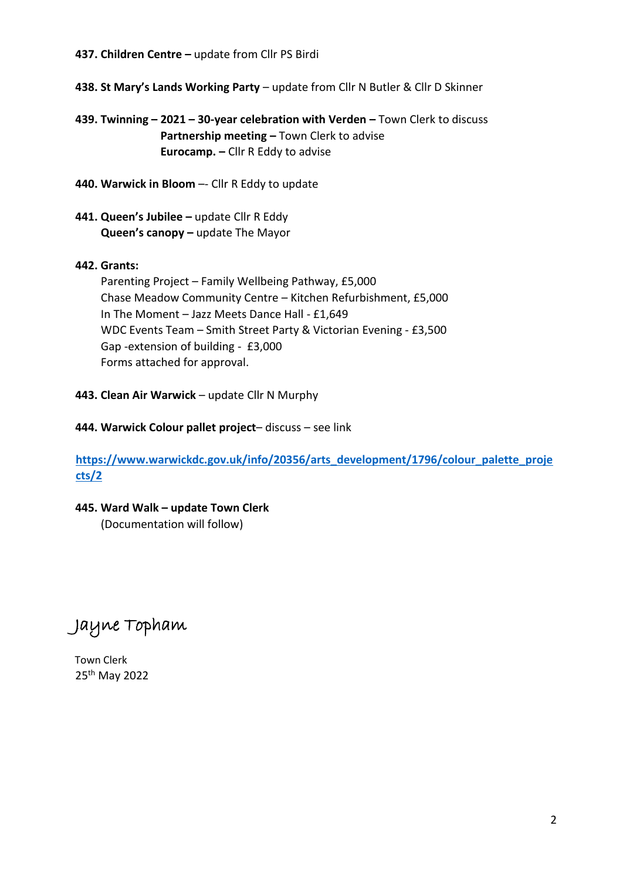**437. Children Centre –** update from Cllr PS Birdi

**438. St Mary's Lands Working Party** – update from Cllr N Butler & Cllr D Skinner

**439. Twinning – 2021 – 30-year celebration with Verden –** Town Clerk to discuss
**Partnership meeting –** Town Clerk to advise
**Eurocamp. –** Cllr R Eddy to advise

**440. Warwick in Bloom** –- Cllr R Eddy to update

**441. Queen's Jubilee –** update Cllr R Eddy
**Queen's canopy –** update The Mayor

**442. Grants:**
Parenting Project – Family Wellbeing Pathway, £5,000
Chase Meadow Community Centre – Kitchen Refurbishment, £5,000
In The Moment – Jazz Meets Dance Hall - £1,649
WDC Events Team – Smith Street Party & Victorian Evening - £3,500
Gap -extension of building - £3,000
Forms attached for approval.

**443. Clean Air Warwick** – update Cllr N Murphy

**444. Warwick Colour pallet project**– discuss – see link

**https://www.warwickdc.gov.uk/info/20356/arts_development/1796/colour_palette_projects/2**

**445. Ward Walk – update Town Clerk**
(Documentation will follow)

Jayne Topham

Town Clerk
25th May 2022